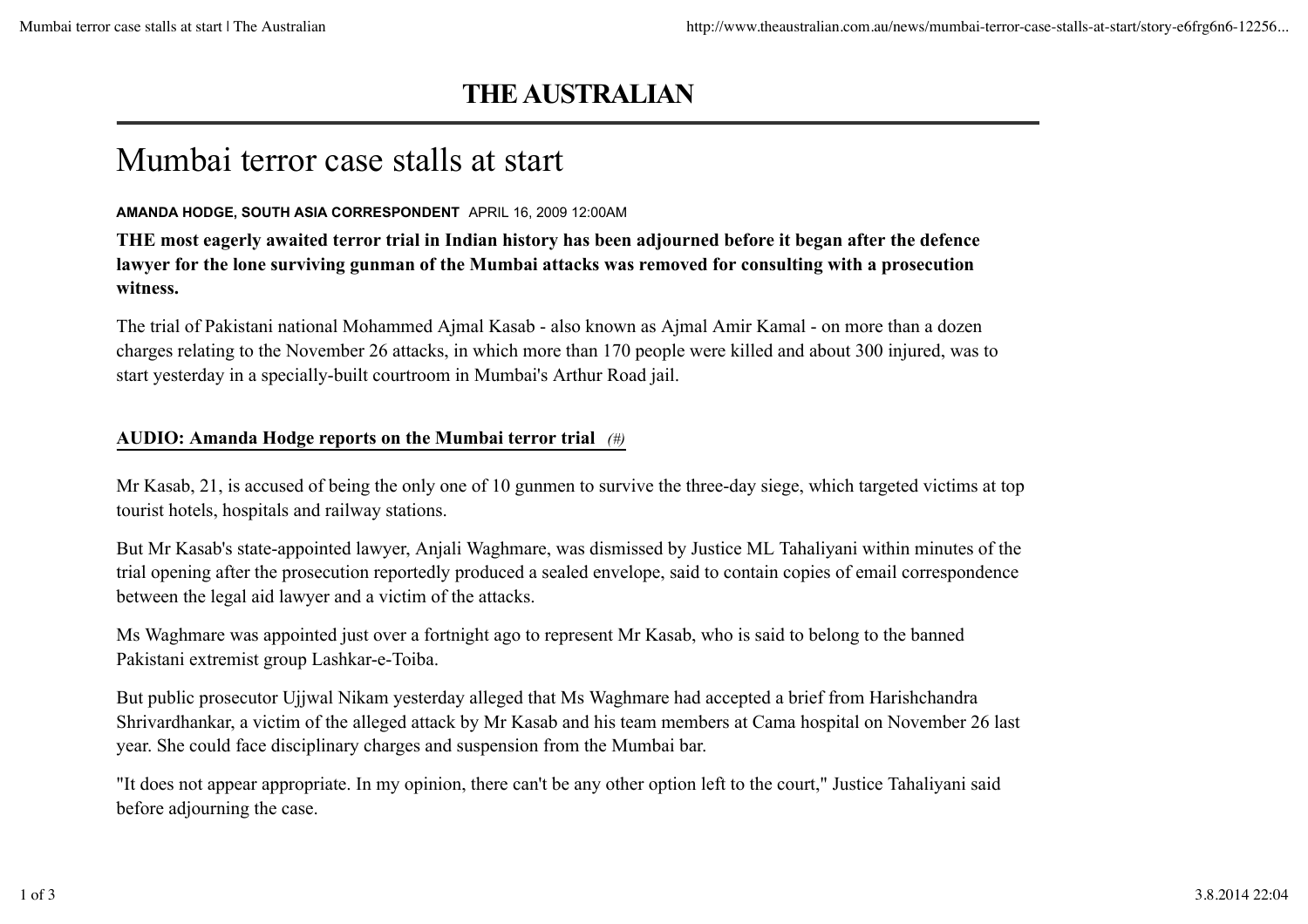# THE AUSTRALIAN

## Mumbai terror case stalls at start

**AMANDA HODGE, SOUTH ASIA CORRESPONDENT** APRIL 16, 2009 12:00AM

**THE most eagerly awaited terror trial in Indian history has been adjourned before it began after the defence lawyer for the lone surviving gunman of the Mumbai attacks was removed for consulting with a prosecution witness.**

The trial of Pakistani national Mohammed Ajmal Kasab - also known as Ajmal Amir Kamal - on more than a dozen charges relating to the November 26 attacks, in which more than 170 people were killed and about 300 injured, was to start yesterday in a specially-built courtroom in Mumbai's Arthur Road jail.

**AUDIO: Amanda Hodge reports on the Mumbai terror trial** *(#)*

Mr Kasab, 21, is accused of being the only one of 10 gunmen to survive the three-day siege, which targeted victims at top tourist hotels, hospitals and railway stations.

But Mr Kasab's state-appointed lawyer, Anjali Waghmare, was dismissed by Justice ML Tahaliyani within minutes of the trial opening after the prosecution reportedly produced a sealed envelope, said to contain copies of email correspondence between the legal aid lawyer and a victim of the attacks.

Ms Waghmare was appointed just over a fortnight ago to represent Mr Kasab, who is said to belong to the banned Pakistani extremist group Lashkar-e-Toiba.

But public prosecutor Ujjwal Nikam yesterday alleged that Ms Waghmare had accepted a brief from Harishchandra Shrivardhankar, a victim of the alleged attack by Mr Kasab and his team members at Cama hospital on November 26 last year. She could face disciplinary charges and suspension from the Mumbai bar.

"It does not appear appropriate. In my opinion, there can't be any other option left to the court," Justice Tahaliyani said before adjourning the case.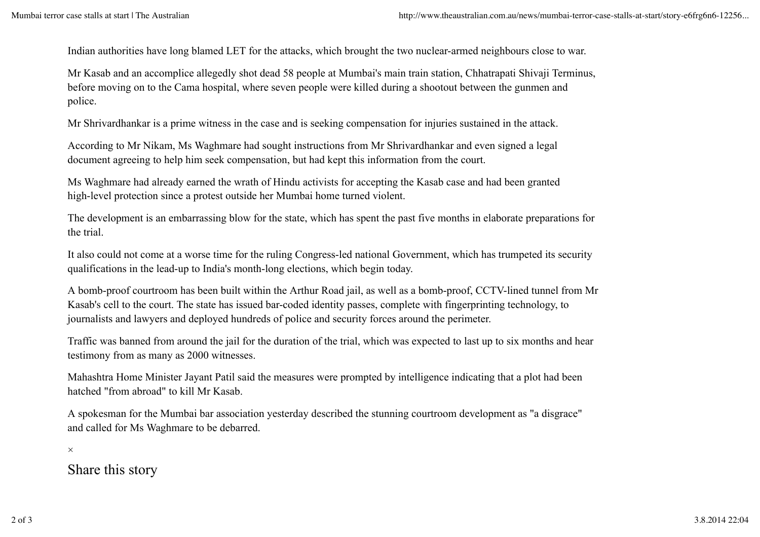Indian authorities have long blamed LET for the attacks, which brought the two nuclear-armed neighbours close to war.

Mr Kasab and an accomplice allegedly shot dead 58 people at Mumbai's main train station, Chhatrapati Shivaji Terminus, before moving on to the Cama hospital, where seven people were killed during a shootout between the gunmen and police.

Mr Shrivardhankar is a prime witness in the case and is seeking compensation for injuries sustained in the attack.

According to Mr Nikam, Ms Waghmare had sought instructions from Mr Shrivardhankar and even signed a legal document agreeing to help him seek compensation, but had kept this information from the court.

Ms Waghmare had already earned the wrath of Hindu activists for accepting the Kasab case and had been granted high-level protection since a protest outside her Mumbai home turned violent.

The development is an embarrassing blow for the state, which has spent the past five months in elaborate preparations for the trial.

It also could not come at a worse time for the ruling Congress-led national Government, which has trumpeted its security qualifications in the lead-up to India's month-long elections, which begin today.

A bomb-proof courtroom has been built within the Arthur Road jail, as well as a bomb-proof, CCTV-lined tunnel from Mr Kasab's cell to the court. The state has issued bar-coded identity passes, complete with fingerprinting technology, to journalists and lawyers and deployed hundreds of police and security forces around the perimeter.

Traffic was banned from around the jail for the duration of the trial, which was expected to last up to six months and hear testimony from as many as 2000 witnesses.

Mahashtra Home Minister Jayant Patil said the measures were prompted by intelligence indicating that a plot had been hatched "from abroad" to kill Mr Kasab.

A spokesman for the Mumbai bar association yesterday described the stunning courtroom development as "a disgrace" and called for Ms Waghmare to be debarred.

×

Share this story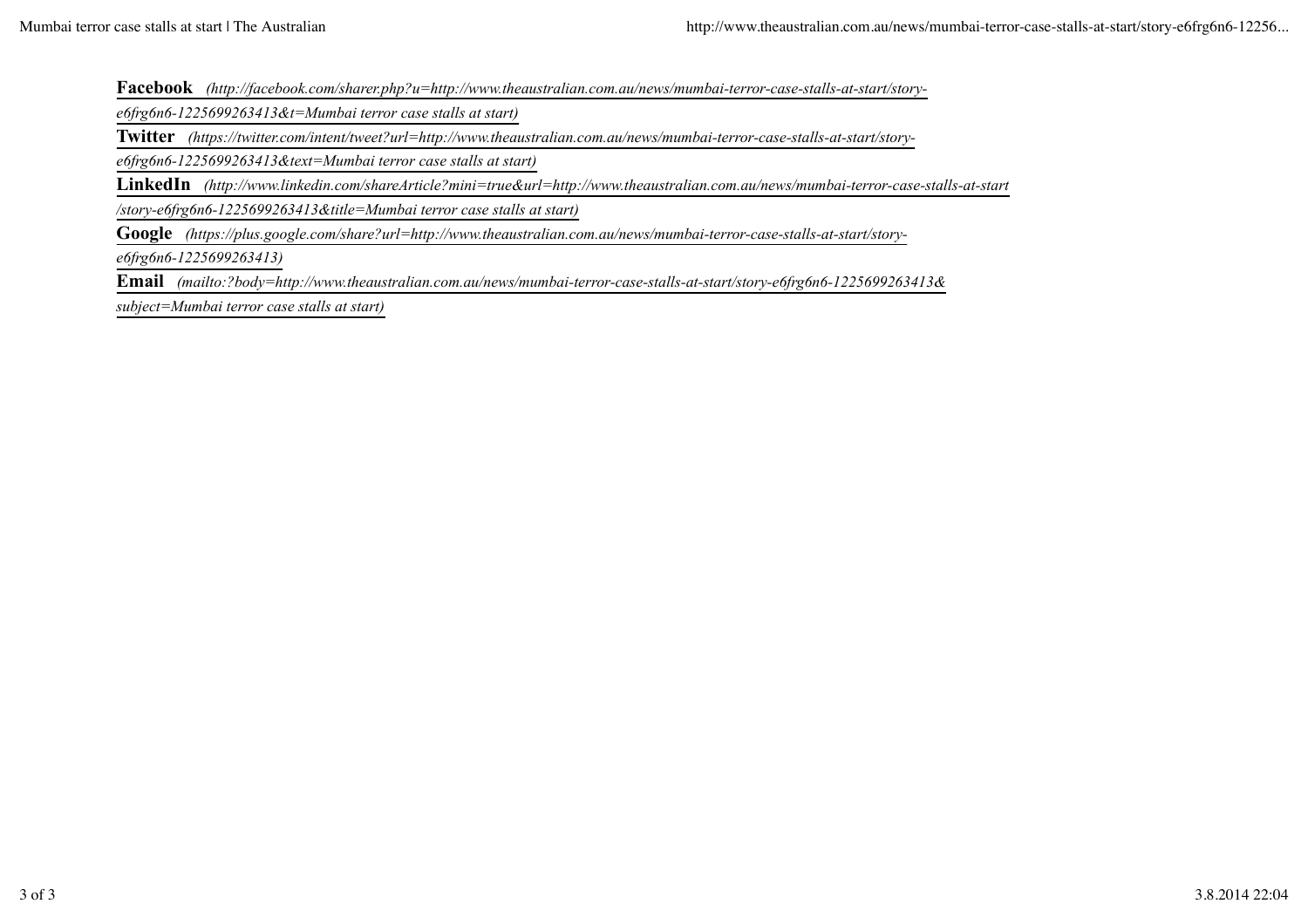**Facebook** *(http://facebook.com/sharer.php?u=http://www.theaustralian.com.au/news/mumbai-terror-case-stalls-at-start/story-e6frg6n6-1225699263413&t=Mumbai terror case stalls at start)*

**Twitter** *(https://twitter.com/intent/tweet?url=http://www.theaustralian.com.au/news/mumbai-terror-case-stalls-at-start/story-e6frg6n6-1225699263413&text=Mumbai terror case stalls at start)*

**LinkedIn** *(http://www.linkedin.com/shareArticle?mini=true&url=http://www.theaustralian.com.au/news/mumbai-terror-case-stalls-at-start/story-e6frg6n6-1225699263413&title=Mumbai terror case stalls at start)*

**Google** *(https://plus.google.com/share?url=http://www.theaustralian.com.au/news/mumbai-terror-case-stalls-at-start/story-e6frg6n6-1225699263413)*

**Email** *(mailto:?body=http://www.theaustralian.com.au/news/mumbai-terror-case-stalls-at-start/story-e6frg6n6-1225699263413&subject=Mumbai terror case stalls at start)*